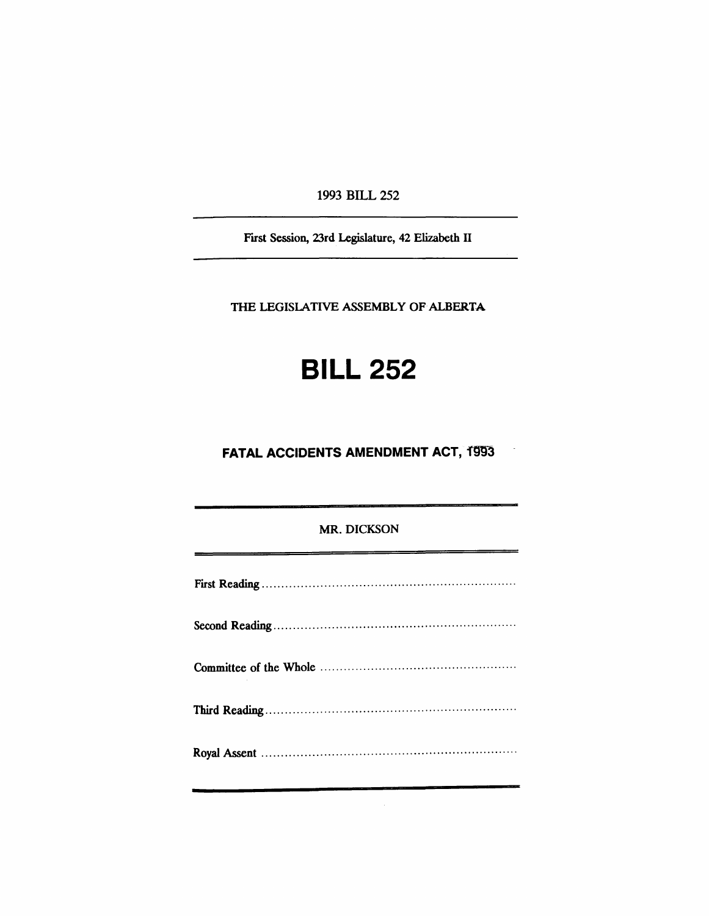1993 BILL 252

First Session, 23rd Legislature, 42 Elizabeth II

THE LEGISLATIVE ASSEMBLY OF ALBERTA

# BILL 252

## FATAL ACCIDENTS AMENDMENT ACT, 1993

MR. DICKSON

First Reading ..................................................................

Second Reading ..............................................................

Committee of the Whole ..................................................

Third Reading ................................................................

Royal Assent ..................................................................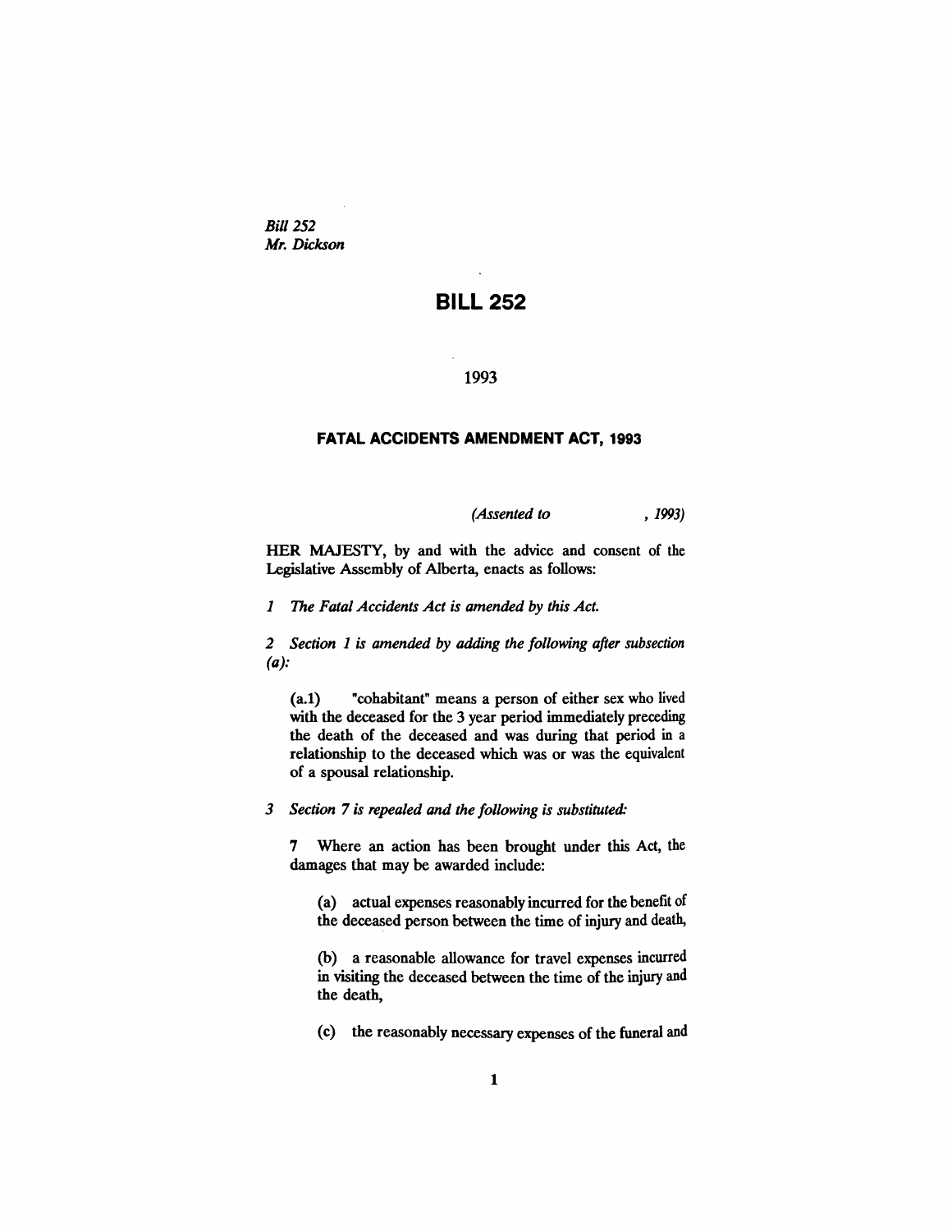*Bill 252*
*Mr. Dickson*

# BILL 252

1993

## FATAL ACCIDENTS AMENDMENT ACT, 1993

*(Assented to , 1993)*

HER MAJESTY, by and with the advice and consent of the Legislative Assembly of Alberta, enacts as follows:

*1 The Fatal Accidents Act is amended by this Act.*

*2 Section 1 is amended by adding the following after subsection (a):*

(a.1) "cohabitant" means a person of either sex who lived with the deceased for the 3 year period immediately preceding the death of the deceased and was during that period in a relationship to the deceased which was or was the equivalent of a spousal relationship.

*3 Section 7 is repealed and the following is substituted:*

7 Where an action has been brought under this Act, the damages that may be awarded include:

(a) actual expenses reasonably incurred for the benefit of the deceased person between the time of injury and death,

(b) a reasonable allowance for travel expenses incurred in visiting the deceased between the time of the injury and the death,

(c) the reasonably necessary expenses of the funeral and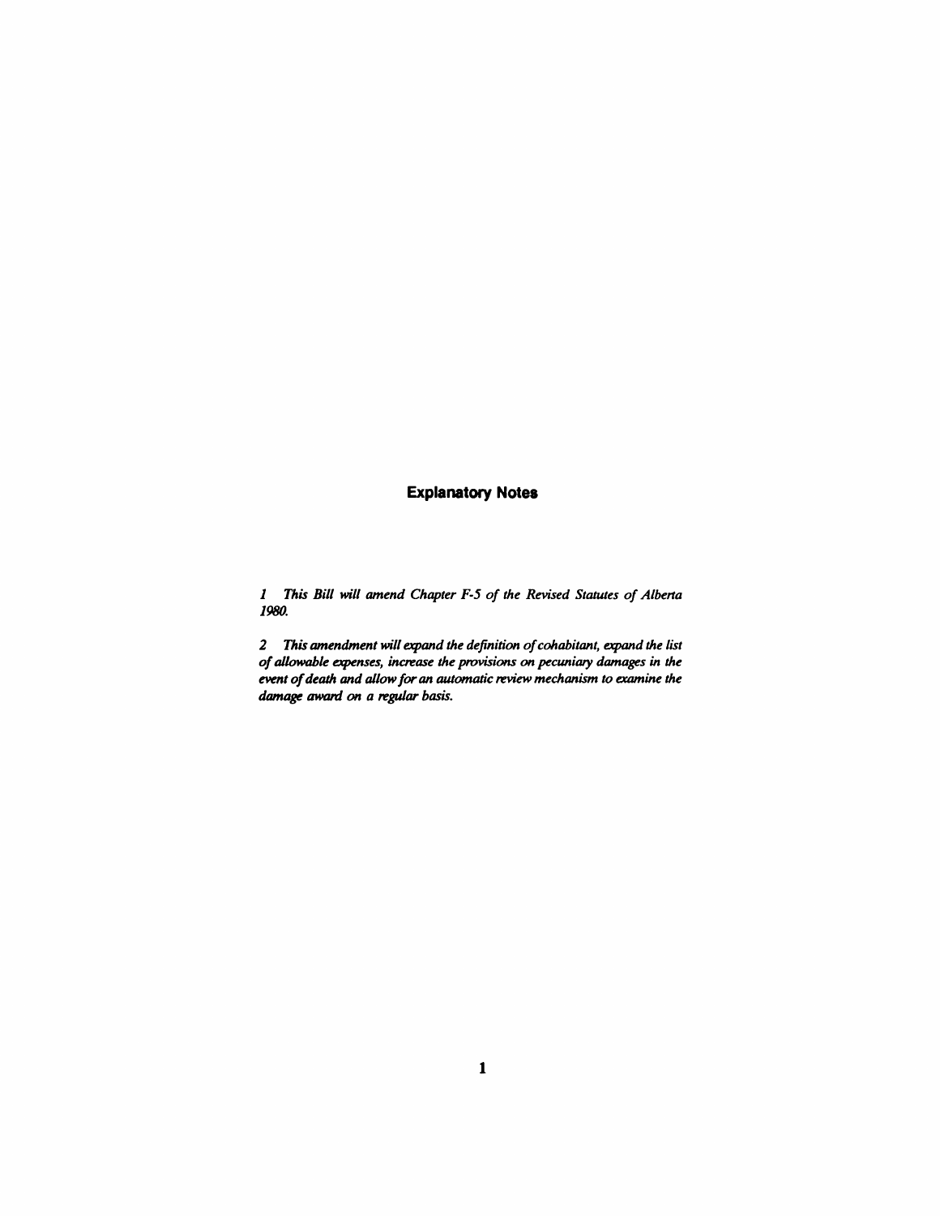## Explanatory Notes

*1 This Bill will amend Chapter F-5 of the Revised Statutes of Alberta 1980.*

*2 This amendment will expand the definition of cohabitant, expand the list of allowable expenses, increase the provisions on pecuniary damages in the event of death and allow for an automatic review mechanism to examine the damage award on a regular basis.*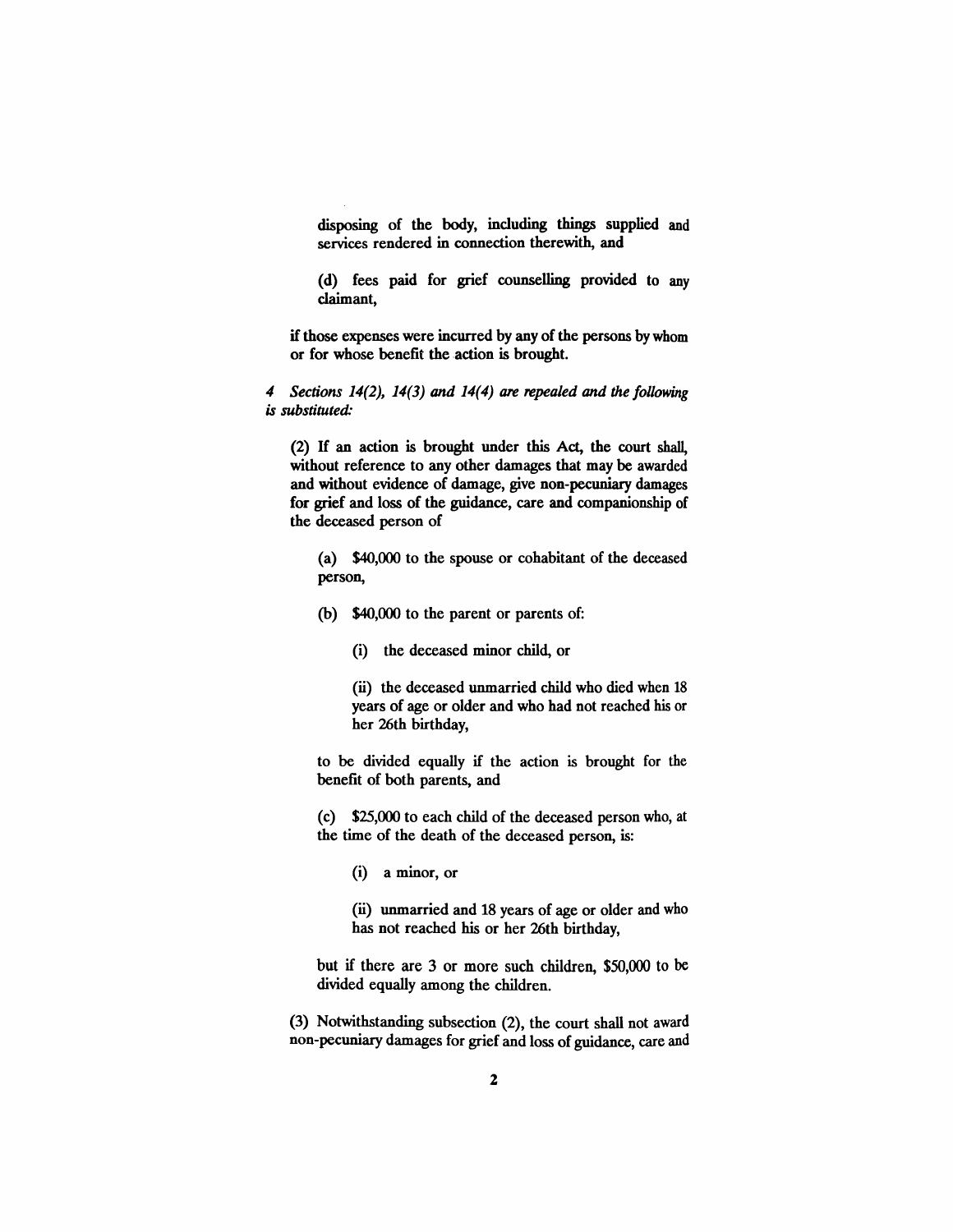disposing of the body, including things supplied and services rendered in connection therewith, and

(d) fees paid for grief counselling provided to any claimant,

if those expenses were incurred by any of the persons by whom or for whose benefit the action is brought.

*4 Sections 14(2), 14(3) and 14(4) are repealed and the following is substituted:*

(2) If an action is brought under this Act, the court shall, without reference to any other damages that may be awarded and without evidence of damage, give non-pecuniary damages for grief and loss of the guidance, care and companionship of the deceased person of

(a) $40,000 to the spouse or cohabitant of the deceased person,

(b) $40,000 to the parent or parents of:

(i) the deceased minor child, or

(ii) the deceased unmarried child who died when 18 years of age or older and who had not reached his or her 26th birthday,

to be divided equally if the action is brought for the benefit of both parents, and

(c) $25,000 to each child of the deceased person who, at the time of the death of the deceased person, is:

(i) a minor, or

(ii) unmarried and 18 years of age or older and who has not reached his or her 26th birthday,

but if there are 3 or more such children, $50,000 to be divided equally among the children.

(3) Notwithstanding subsection (2), the court shall not award non-pecuniary damages for grief and loss of guidance, care and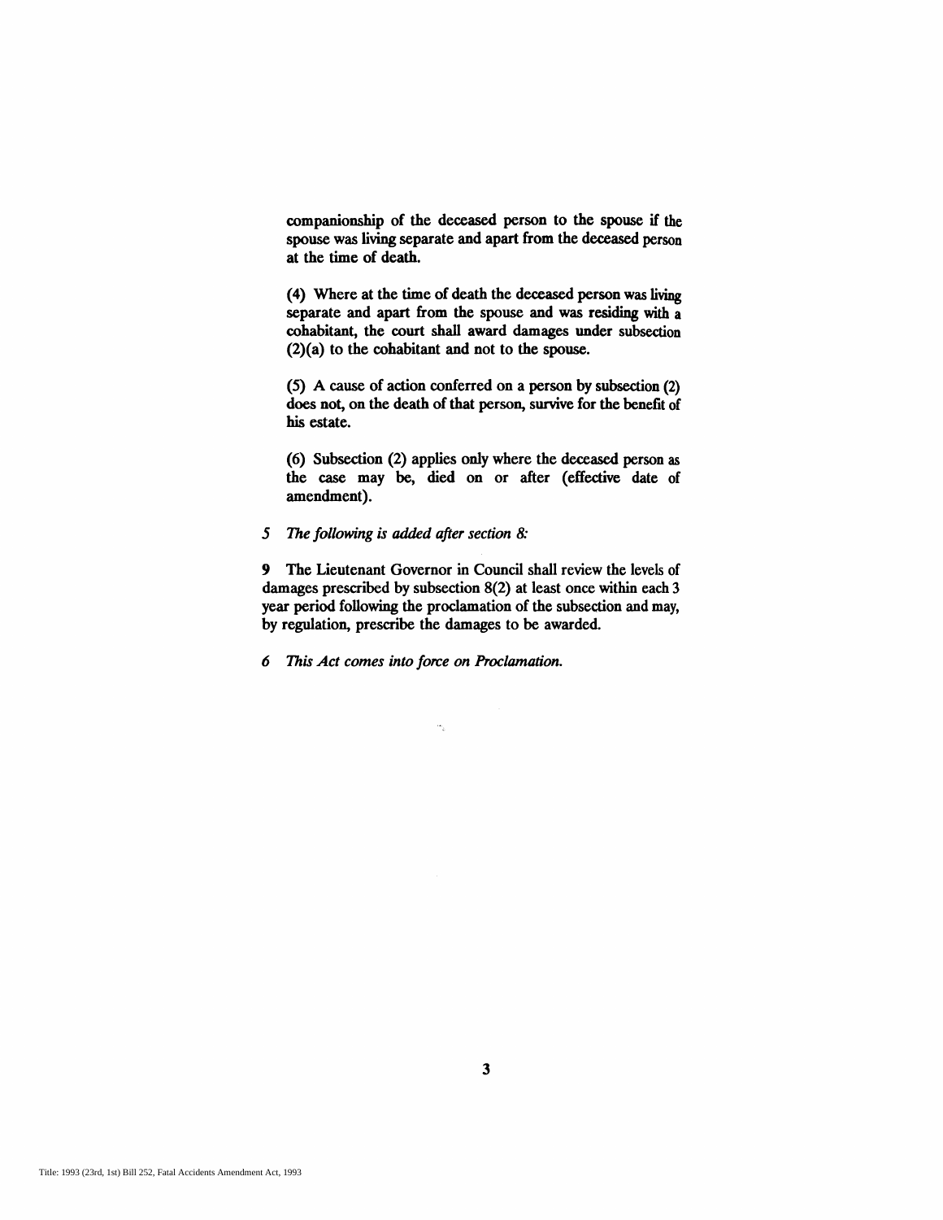companionship of the deceased person to the spouse if the spouse was living separate and apart from the deceased person at the time of death.

(4) Where at the time of death the deceased person was living separate and apart from the spouse and was residing with a cohabitant, the court shall award damages under subsection (2)(a) to the cohabitant and not to the spouse.

(5) A cause of action conferred on a person by subsection (2) does not, on the death of that person, survive for the benefit of his estate.

(6) Subsection (2) applies only where the deceased person as the case may be, died on or after (effective date of amendment).

*5 The following is added after section 8:*

**9** The Lieutenant Governor in Council shall review the levels of damages prescribed by subsection 8(2) at least once within each 3 year period following the proclamation of the subsection and may, by regulation, prescribe the damages to be awarded.

*6 This Act comes into force on Proclamation.*